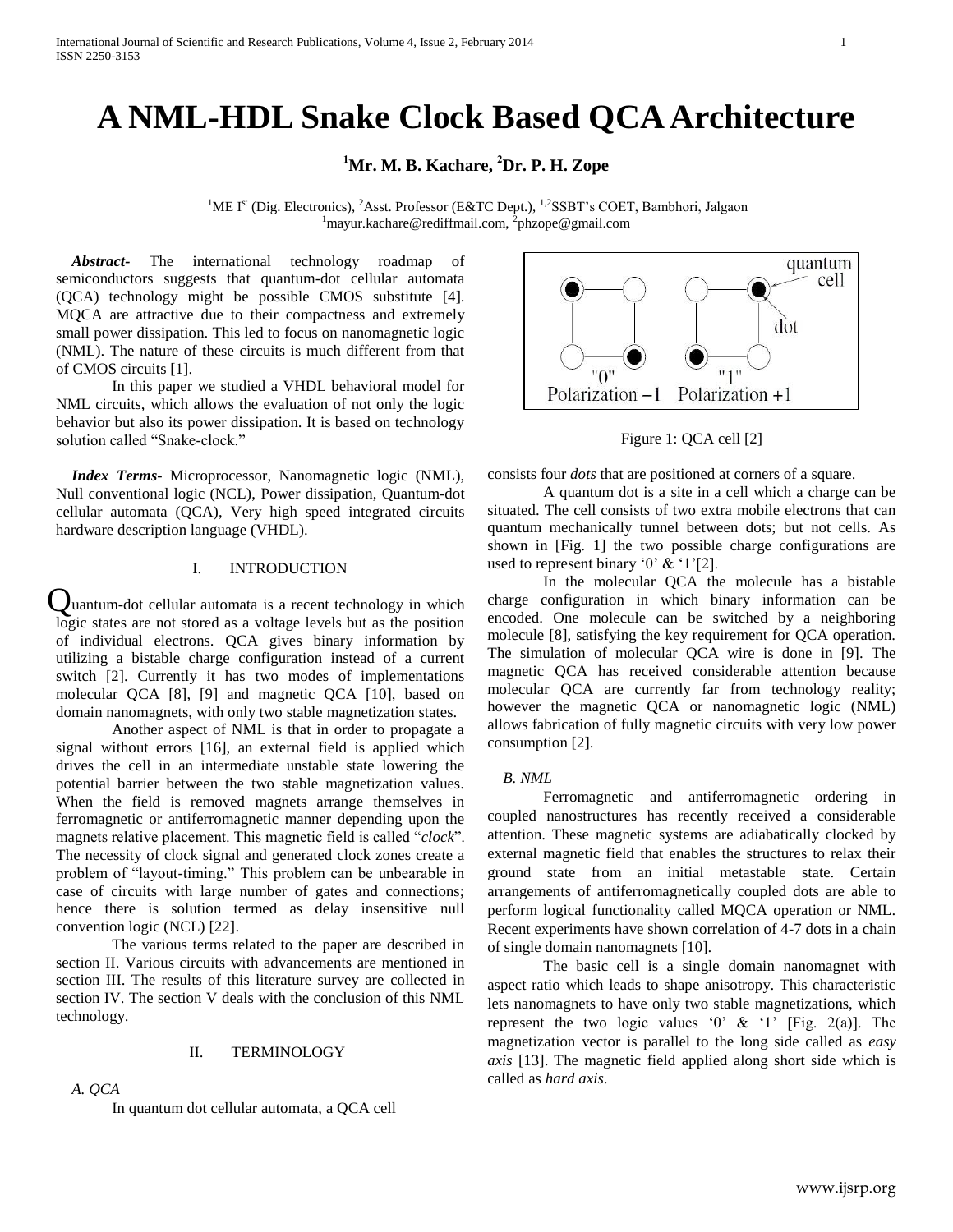# A NML-HDL Snake Clock Based QCA Architecture

**[1]Mr. M. B. Kachare, [2]Dr. P. H. Zope**

[1]ME I[st] (Dig. Electronics), [2]Asst. Professor (E&TC Dept.), [1,2]SSBT's COET, Bambhori, Jalgaon
[1]mayur.kachare@rediffmail.com, [2]phzope@gmail.com

***Abstract*-** The international technology roadmap of semiconductors suggests that quantum-dot cellular automata (QCA) technology might be possible CMOS substitute [4]. MQCA are attractive due to their compactness and extremely small power dissipation. This led to focus on nanomagnetic logic (NML). The nature of these circuits is much different from that of CMOS circuits [1].

In this paper we studied a VHDL behavioral model for NML circuits, which allows the evaluation of not only the logic behavior but also its power dissipation. It is based on technology solution called "Snake-clock."

***Index Terms*-** Microprocessor, Nanomagnetic logic (NML), Null conventional logic (NCL), Power dissipation, Quantum-dot cellular automata (QCA), Very high speed integrated circuits hardware description language (VHDL).

## I. INTRODUCTION

Quantum-dot cellular automata is a recent technology in which logic states are not stored as a voltage levels but as the position of individual electrons. QCA gives binary information by utilizing a bistable charge configuration instead of a current switch [2]. Currently it has two modes of implementations molecular QCA [8], [9] and magnetic QCA [10], based on domain nanomagnets, with only two stable magnetization states.

Another aspect of NML is that in order to propagate a signal without errors [16], an external field is applied which drives the cell in an intermediate unstable state lowering the potential barrier between the two stable magnetization values. When the field is removed magnets arrange themselves in ferromagnetic or antiferromagnetic manner depending upon the magnets relative placement. This magnetic field is called "*clock*". The necessity of clock signal and generated clock zones create a problem of "layout-timing." This problem can be unbearable in case of circuits with large number of gates and connections; hence there is solution termed as delay insensitive null convention logic (NCL) [22].

The various terms related to the paper are described in section II. Various circuits with advancements are mentioned in section III. The results of this literature survey are collected in section IV. The section V deals with the conclusion of this NML technology.

## II. TERMINOLOGY

### *A. QCA*

In quantum dot cellular automata, a QCA cell consists four *dots* that are positioned at corners of a square.

Figure 1: QCA cell [2]

A quantum dot is a site in a cell which a charge can be situated. The cell consists of two extra mobile electrons that can quantum mechanically tunnel between dots; but not cells. As shown in [Fig. 1] the two possible charge configurations are used to represent binary '0' & '1'[2].

In the molecular QCA the molecule has a bistable charge configuration in which binary information can be encoded. One molecule can be switched by a neighboring molecule [8], satisfying the key requirement for QCA operation. The simulation of molecular QCA wire is done in [9]. The magnetic QCA has received considerable attention because molecular QCA are currently far from technology reality; however the magnetic QCA or nanomagnetic logic (NML) allows fabrication of fully magnetic circuits with very low power consumption [2].

### *B. NML*

Ferromagnetic and antiferromagnetic ordering in coupled nanostructures has recently received a considerable attention. These magnetic systems are adiabatically clocked by external magnetic field that enables the structures to relax their ground state from an initial metastable state. Certain arrangements of antiferromagnetically coupled dots are able to perform logical functionality called MQCA operation or NML. Recent experiments have shown correlation of 4-7 dots in a chain of single domain nanomagnets [10].

The basic cell is a single domain nanomagnet with aspect ratio which leads to shape anisotropy. This characteristic lets nanomagnets to have only two stable magnetizations, which represent the two logic values '0' & '1' [Fig. 2(a)]. The magnetization vector is parallel to the long side called as *easy axis* [13]. The magnetic field applied along short side which is called as *hard axis*.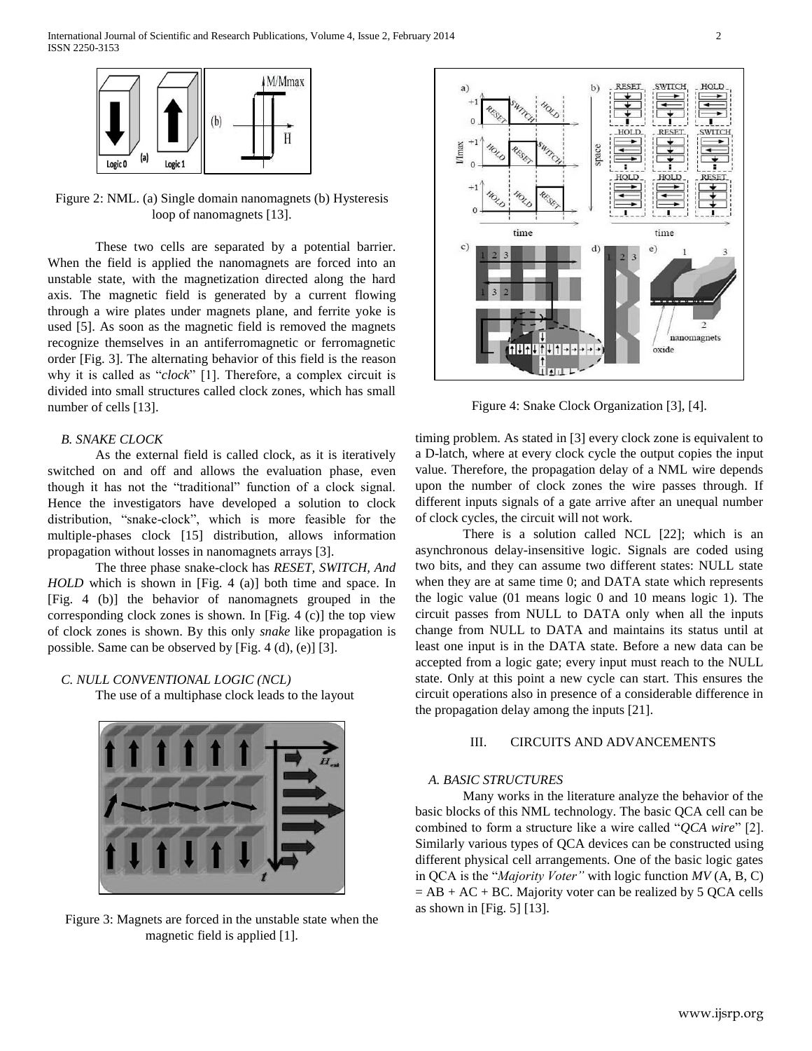Figure 2: NML. (a) Single domain nanomagnets (b) Hysteresis loop of nanomagnets [13].

These two cells are separated by a potential barrier. When the field is applied the nanomagnets are forced into an unstable state, with the magnetization directed along the hard axis. The magnetic field is generated by a current flowing through a wire plates under magnets plane, and ferrite yoke is used [5]. As soon as the magnetic field is removed the magnets recognize themselves in an antiferromagnetic or ferromagnetic order [Fig. 3]. The alternating behavior of this field is the reason why it is called as "*clock*" [1]. Therefore, a complex circuit is divided into small structures called clock zones, which has small number of cells [13].

### *B. SNAKE CLOCK*

As the external field is called clock, as it is iteratively switched on and off and allows the evaluation phase, even though it has not the "traditional" function of a clock signal. Hence the investigators have developed a solution to clock distribution, "snake-clock", which is more feasible for the multiple-phases clock [15] distribution, allows information propagation without losses in nanomagnets arrays [3].

The three phase snake-clock has *RESET, SWITCH, And HOLD* which is shown in [Fig. 4 (a)] both time and space. In [Fig. 4 (b)] the behavior of nanomagnets grouped in the corresponding clock zones is shown. In [Fig. 4 (c)] the top view of clock zones is shown. By this only *snake* like propagation is possible. Same can be observed by [Fig. 4 (d), (e)] [3].

### *C. NULL CONVENTIONAL LOGIC (NCL)*

The use of a multiphase clock leads to the layout

Figure 3: Magnets are forced in the unstable state when the magnetic field is applied [1].

Figure 4: Snake Clock Organization [3], [4].

timing problem. As stated in [3] every clock zone is equivalent to a D-latch, where at every clock cycle the output copies the input value. Therefore, the propagation delay of a NML wire depends upon the number of clock zones the wire passes through. If different inputs signals of a gate arrive after an unequal number of clock cycles, the circuit will not work.

There is a solution called NCL [22]; which is an asynchronous delay-insensitive logic. Signals are coded using two bits, and they can assume two different states: NULL state when they are at same time 0; and DATA state which represents the logic value (01 means logic 0 and 10 means logic 1). The circuit passes from NULL to DATA only when all the inputs change from NULL to DATA and maintains its status until at least one input is in the DATA state. Before a new data can be accepted from a logic gate; every input must reach to the NULL state. Only at this point a new cycle can start. This ensures the circuit operations also in presence of a considerable difference in the propagation delay among the inputs [21].

## III. CIRCUITS AND ADVANCEMENTS

### *A. BASIC STRUCTURES*

Many works in the literature analyze the behavior of the basic blocks of this NML technology. The basic QCA cell can be combined to form a structure like a wire called "*QCA wire*" [2]. Similarly various types of QCA devices can be constructed using different physical cell arrangements. One of the basic logic gates in QCA is the "*Majority Voter"* with logic function *MV* (A, B, C) = AB + AC + BC. Majority voter can be realized by 5 QCA cells as shown in [Fig. 5] [13].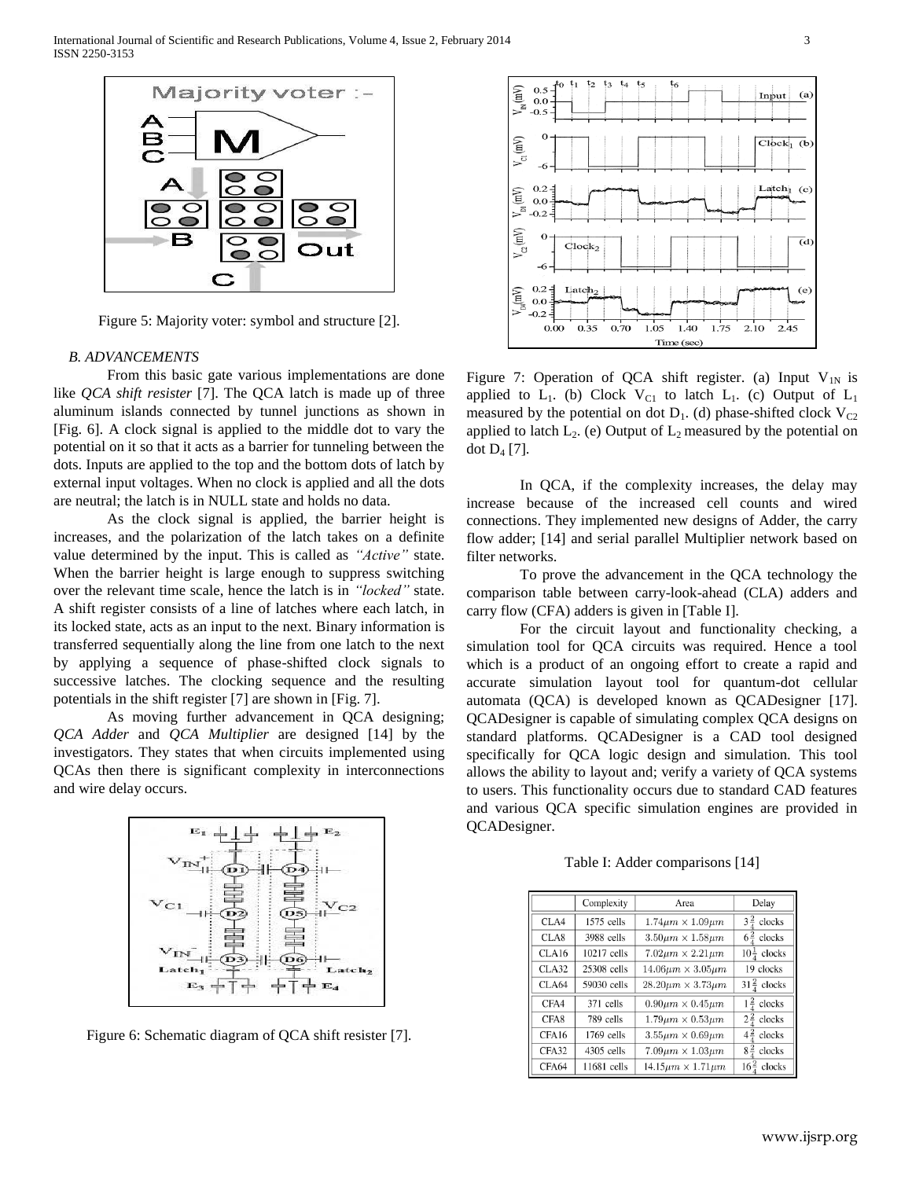Figure 5: Majority voter: symbol and structure [2].

### B. ADVANCEMENTS

From this basic gate various implementations are done like *QCA shift resister* [7]. The QCA latch is made up of three aluminum islands connected by tunnel junctions as shown in [Fig. 6]. A clock signal is applied to the middle dot to vary the potential on it so that it acts as a barrier for tunneling between the dots. Inputs are applied to the top and the bottom dots of latch by external input voltages. When no clock is applied and all the dots are neutral; the latch is in NULL state and holds no data.

As the clock signal is applied, the barrier height is increases, and the polarization of the latch takes on a definite value determined by the input. This is called as *"Active"* state. When the barrier height is large enough to suppress switching over the relevant time scale, hence the latch is in *"locked"* state. A shift register consists of a line of latches where each latch, in its locked state, acts as an input to the next. Binary information is transferred sequentially along the line from one latch to the next by applying a sequence of phase-shifted clock signals to successive latches. The clocking sequence and the resulting potentials in the shift register [7] are shown in [Fig. 7].

As moving further advancement in QCA designing; *QCA Adder* and *QCA Multiplier* are designed [14] by the investigators. They states that when circuits implemented using QCAs then there is significant complexity in interconnections and wire delay occurs.

Figure 6: Schematic diagram of QCA shift resister [7].

Figure 7: Operation of QCA shift register. (a) Input $V_{1N}$ is applied to $L_1$. (b) Clock $V_{C1}$ to latch $L_1$. (c) Output of $L_1$ measured by the potential on dot $D_1$. (d) phase-shifted clock $V_{C2}$ applied to latch $L_2$. (e) Output of $L_2$ measured by the potential on dot $D_4$ [7].

In QCA, if the complexity increases, the delay may increase because of the increased cell counts and wired connections. They implemented new designs of Adder, the carry flow adder; [14] and serial parallel Multiplier network based on filter networks.

To prove the advancement in the QCA technology the comparison table between carry-look-ahead (CLA) adders and carry flow (CFA) adders is given in [Table I].

For the circuit layout and functionality checking, a simulation tool for QCA circuits was required. Hence a tool which is a product of an ongoing effort to create a rapid and accurate simulation layout tool for quantum-dot cellular automata (QCA) is developed known as QCADesigner [17]. QCADesigner is capable of simulating complex QCA designs on standard platforms. QCADesigner is a CAD tool designed specifically for QCA logic design and simulation. This tool allows the ability to layout and; verify a variety of QCA systems to users. This functionality occurs due to standard CAD features and various QCA specific simulation engines are provided in QCADesigner.

Table I: Adder comparisons [14]

| | Complexity | Area | Delay |
|---|---|---|---|
| CLA4 | 1575 cells | $1.74\mu m \times 1.09\mu m$ | $3\frac{2}{4}$ clocks |
| CLA8 | 3988 cells | $3.50\mu m \times 1.58\mu m$ | $6\frac{2}{4}$ clocks |
| CLA16 | 10217 cells | $7.02\mu m \times 2.21\mu m$ | $10\frac{1}{4}$ clocks |
| CLA32 | 25308 cells | $14.06\mu m \times 3.05\mu m$ | 19 clocks |
| CLA64 | 59030 cells | $28.20\mu m \times 3.73\mu m$ | $31\frac{2}{4}$ clocks |
| CFA4 | 371 cells | $0.90\mu m \times 0.45\mu m$ | $1\frac{2}{4}$ clocks |
| CFA8 | 789 cells | $1.79\mu m \times 0.53\mu m$ | $2\frac{2}{4}$ clocks |
| CFA16 | 1769 cells | $3.55\mu m \times 0.69\mu m$ | $4\frac{2}{4}$ clocks |
| CFA32 | 4305 cells | $7.09\mu m \times 1.03\mu m$ | $8\frac{2}{4}$ clocks |
| CFA64 | 11681 cells | $14.15\mu m \times 1.71\mu m$ | $16\frac{2}{4}$ clocks |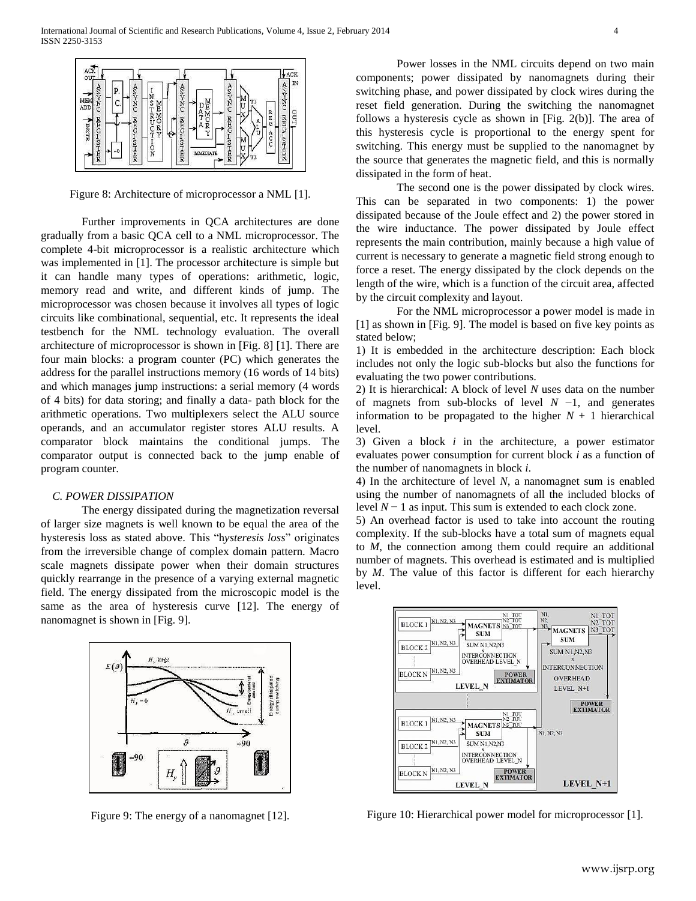Figure 8: Architecture of microprocessor a NML [1].

Further improvements in QCA architectures are done gradually from a basic QCA cell to a NML microprocessor. The complete 4-bit microprocessor is a realistic architecture which was implemented in [1]. The processor architecture is simple but it can handle many types of operations: arithmetic, logic, memory read and write, and different kinds of jump. The microprocessor was chosen because it involves all types of logic circuits like combinational, sequential, etc. It represents the ideal testbench for the NML technology evaluation. The overall architecture of microprocessor is shown in [Fig. 8] [1]. There are four main blocks: a program counter (PC) which generates the address for the parallel instructions memory (16 words of 14 bits) and which manages jump instructions: a serial memory (4 words of 4 bits) for data storing; and finally a data- path block for the arithmetic operations. Two multiplexers select the ALU source operands, and an accumulator register stores ALU results. A comparator block maintains the conditional jumps. The comparator output is connected back to the jump enable of program counter.

### C. POWER DISSIPATION

The energy dissipated during the magnetization reversal of larger size magnets is well known to be equal the area of the hysteresis loss as stated above. This "*hysteresis loss*" originates from the irreversible change of complex domain pattern. Macro scale magnets dissipate power when their domain structures quickly rearrange in the presence of a varying external magnetic field. The energy dissipated from the microscopic model is the same as the area of hysteresis curve [12]. The energy of nanomagnet is shown in [Fig. 9].

Figure 9: The energy of a nanomagnet [12].

Power losses in the NML circuits depend on two main components; power dissipated by nanomagnets during their switching phase, and power dissipated by clock wires during the reset field generation. During the switching the nanomagnet follows a hysteresis cycle as shown in [Fig. 2(b)]. The area of this hysteresis cycle is proportional to the energy spent for switching. This energy must be supplied to the nanomagnet by the source that generates the magnetic field, and this is normally dissipated in the form of heat.

The second one is the power dissipated by clock wires. This can be separated in two components: 1) the power dissipated because of the Joule effect and 2) the power stored in the wire inductance. The power dissipated by Joule effect represents the main contribution, mainly because a high value of current is necessary to generate a magnetic field strong enough to force a reset. The energy dissipated by the clock depends on the length of the wire, which is a function of the circuit area, affected by the circuit complexity and layout.

For the NML microprocessor a power model is made in [1] as shown in [Fig. 9]. The model is based on five key points as stated below;

1) It is embedded in the architecture description: Each block includes not only the logic sub-blocks but also the functions for evaluating the two power contributions.

2) It is hierarchical: A block of level $N$ uses data on the number of magnets from sub-blocks of level $N - 1$, and generates information to be propagated to the higher $N + 1$ hierarchical level.

3) Given a block $i$ in the architecture, a power estimator evaluates power consumption for current block $i$ as a function of the number of nanomagnets in block $i$.

4) In the architecture of level $N$, a nanomagnet sum is enabled using the number of nanomagnets of all the included blocks of level $N - 1$ as input. This sum is extended to each clock zone.

5) An overhead factor is used to take into account the routing complexity. If the sub-blocks have a total sum of magnets equal to $M$, the connection among them could require an additional number of magnets. This overhead is estimated and is multiplied by $M$. The value of this factor is different for each hierarchy level.

Figure 10: Hierarchical power model for microprocessor [1].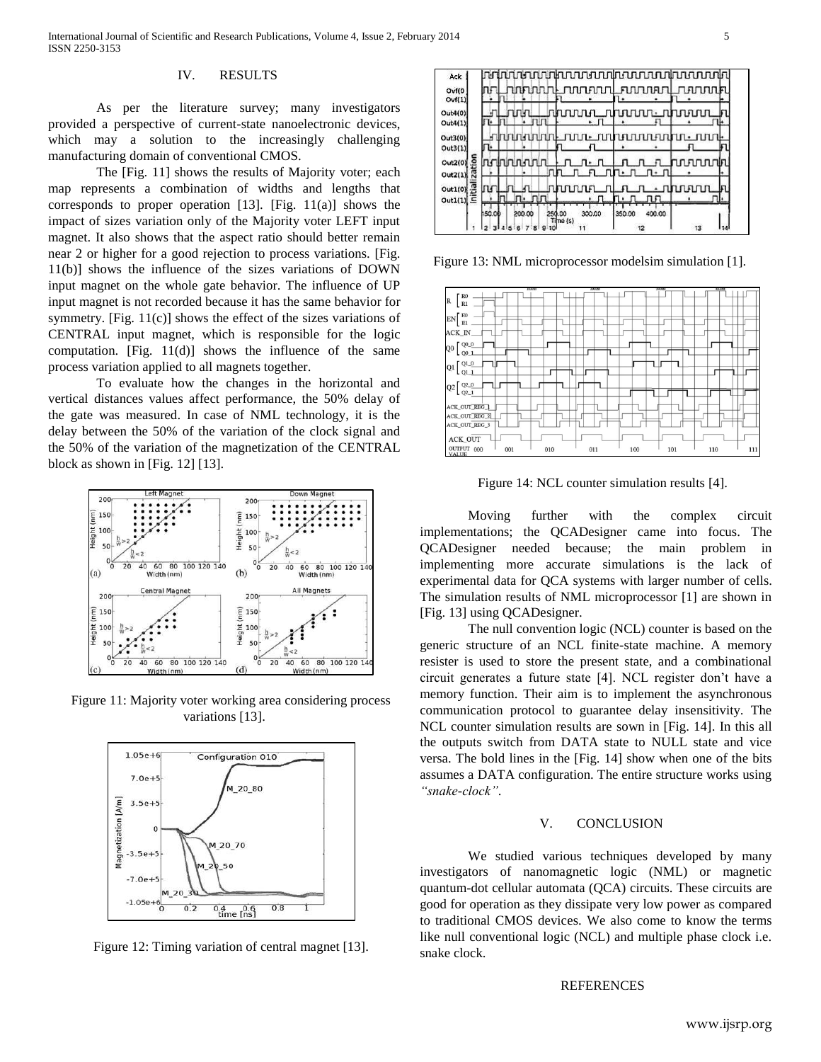## IV. RESULTS

As per the literature survey; many investigators provided a perspective of current-state nanoelectronic devices, which may a solution to the increasingly challenging manufacturing domain of conventional CMOS.

The [Fig. 11] shows the results of Majority voter; each map represents a combination of widths and lengths that corresponds to proper operation [13]. [Fig. 11(a)] shows the impact of sizes variation only of the Majority voter LEFT input magnet. It also shows that the aspect ratio should better remain near 2 or higher for a good rejection to process variations. [Fig. 11(b)] shows the influence of the sizes variations of DOWN input magnet on the whole gate behavior. The influence of UP input magnet is not recorded because it has the same behavior for symmetry. [Fig. 11(c)] shows the effect of the sizes variations of CENTRAL input magnet, which is responsible for the logic computation. [Fig. 11(d)] shows the influence of the same process variation applied to all magnets together.

To evaluate how the changes in the horizontal and vertical distances values affect performance, the 50% delay of the gate was measured. In case of NML technology, it is the delay between the 50% of the variation of the clock signal and the 50% of the variation of the magnetization of the CENTRAL block as shown in [Fig. 12] [13].

Figure 11: Majority voter working area considering process variations [13].

Figure 12: Timing variation of central magnet [13].

Figure 13: NML microprocessor modelsim simulation [1].

Figure 14: NCL counter simulation results [4].

Moving further with the complex circuit implementations; the QCADesigner came into focus. The QCADesigner needed because; the main problem in implementing more accurate simulations is the lack of experimental data for QCA systems with larger number of cells. The simulation results of NML microprocessor [1] are shown in [Fig. 13] using QCADesigner.

The null convention logic (NCL) counter is based on the generic structure of an NCL finite-state machine. A memory resister is used to store the present state, and a combinational circuit generates a future state [4]. NCL register don't have a memory function. Their aim is to implement the asynchronous communication protocol to guarantee delay insensitivity. The NCL counter simulation results are sown in [Fig. 14]. In this all the outputs switch from DATA state to NULL state and vice versa. The bold lines in the [Fig. 14] show when one of the bits assumes a DATA configuration. The entire structure works using *"snake-clock"*.

## V. CONCLUSION

We studied various techniques developed by many investigators of nanomagnetic logic (NML) or magnetic quantum-dot cellular automata (QCA) circuits. These circuits are good for operation as they dissipate very low power as compared to traditional CMOS devices. We also come to know the terms like null conventional logic (NCL) and multiple phase clock i.e. snake clock.

## REFERENCES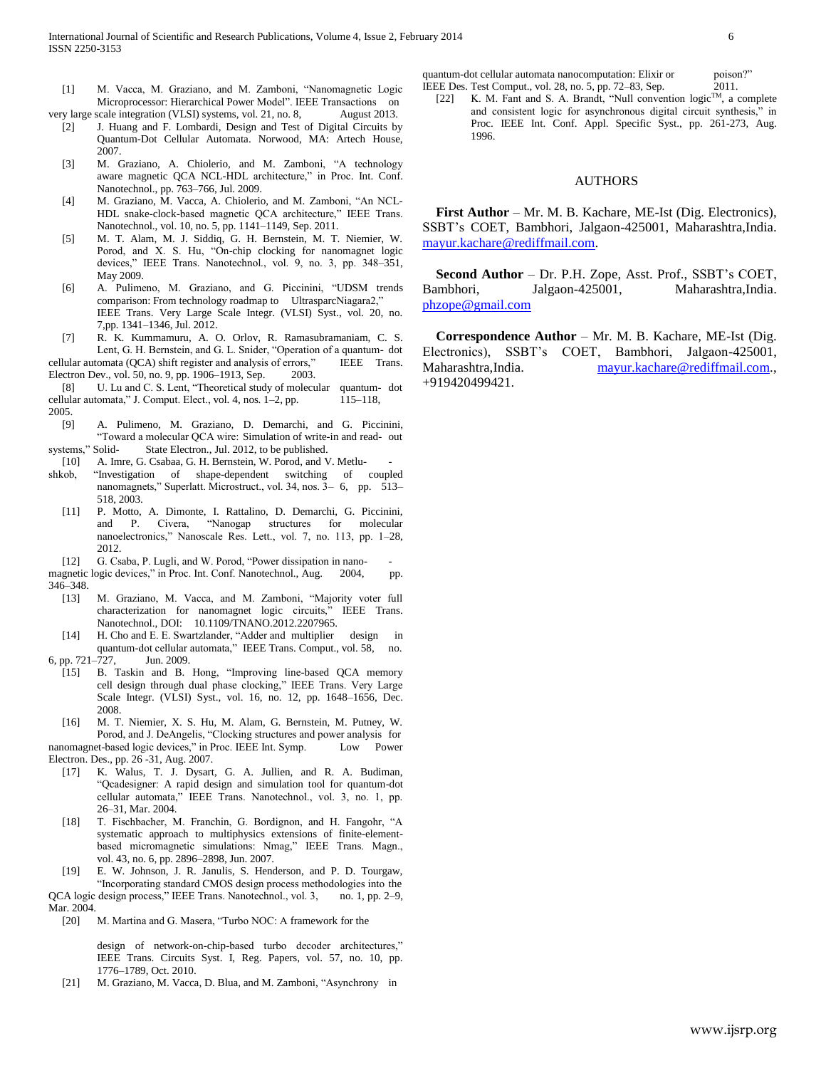[1] M. Vacca, M. Graziano, and M. Zamboni, "Nanomagnetic Logic Microprocessor: Hierarchical Power Model". IEEE Transactions on very large scale integration (VLSI) systems, vol. 21, no. 8, August 2013.

[2] J. Huang and F. Lombardi, Design and Test of Digital Circuits by Quantum-Dot Cellular Automata. Norwood, MA: Artech House, 2007.

[3] M. Graziano, A. Chiolerio, and M. Zamboni, "A technology aware magnetic QCA NCL-HDL architecture," in Proc. Int. Conf. Nanotechnol., pp. 763–766, Jul. 2009.

[4] M. Graziano, M. Vacca, A. Chiolerio, and M. Zamboni, "An NCL-HDL snake-clock-based magnetic QCA architecture," IEEE Trans. Nanotechnol., vol. 10, no. 5, pp. 1141–1149, Sep. 2011.

[5] M. T. Alam, M. J. Siddiq, G. H. Bernstein, M. T. Niemier, W. Porod, and X. S. Hu, "On-chip clocking for nanomagnet logic devices," IEEE Trans. Nanotechnol., vol. 9, no. 3, pp. 348–351, May 2009.

[6] A. Pulimeno, M. Graziano, and G. Piccinini, "UDSM trends comparison: From technology roadmap to UltrasparcNiagara2," IEEE Trans. Very Large Scale Integr. (VLSI) Syst., vol. 20, no. 7,pp. 1341–1346, Jul. 2012.

[7] R. K. Kummamuru, A. O. Orlov, R. Ramasubramaniam, C. S. Lent, G. H. Bernstein, and G. L. Snider, "Operation of a quantum- dot cellular automata (QCA) shift register and analysis of errors," IEEE Trans. Electron Dev., vol. 50, no. 9, pp. 1906–1913, Sep. 2003.

[8] U. Lu and C. S. Lent, "Theoretical study of molecular quantum- dot cellular automata," J. Comput. Elect., vol. 4, nos. 1–2, pp. 115–118, 2005.

[9] A. Pulimeno, M. Graziano, D. Demarchi, and G. Piccinini, "Toward a molecular QCA wire: Simulation of write-in and read- out systems," Solid- State Electron., Jul. 2012, to be published.

[10] A. Imre, G. Csabaa, G. H. Bernstein, W. Porod, and V. Metlu- shkob, "Investigation of shape-dependent switching of coupled nanomagnets," Superlatt. Microstruct., vol. 34, nos. 3– 6, pp. 513–518, 2003.

[11] P. Motto, A. Dimonte, I. Rattalino, D. Demarchi, G. Piccinini, and P. Civera, "Nanogap structures for molecular nanoelectronics," Nanoscale Res. Lett., vol. 7, no. 113, pp. 1–28, 2012.

[12] G. Csaba, P. Lugli, and W. Porod, "Power dissipation in nano- magnetic logic devices," in Proc. Int. Conf. Nanotechnol., Aug. 2004, pp. 346–348.

[13] M. Graziano, M. Vacca, and M. Zamboni, "Majority voter full characterization for nanomagnet logic circuits," IEEE Trans. Nanotechnol., DOI: 10.1109/TNANO.2012.2207965.

[14] H. Cho and E. E. Swartzlander, "Adder and multiplier design in quantum-dot cellular automata," IEEE Trans. Comput., vol. 58, no. 6, pp. 721–727, Jun. 2009.

[15] B. Taskin and B. Hong, "Improving line-based QCA memory cell design through dual phase clocking," IEEE Trans. Very Large Scale Integr. (VLSI) Syst., vol. 16, no. 12, pp. 1648–1656, Dec. 2008.

[16] M. T. Niemier, X. S. Hu, M. Alam, G. Bernstein, M. Putney, W. Porod, and J. DeAngelis, "Clocking structures and power analysis for nanomagnet-based logic devices," in Proc. IEEE Int. Symp. Low Power Electron. Des., pp. 26 -31, Aug. 2007.

[17] K. Walus, T. J. Dysart, G. A. Jullien, and R. A. Budiman, "Qcadesigner: A rapid design and simulation tool for quantum-dot cellular automata," IEEE Trans. Nanotechnol., vol. 3, no. 1, pp. 26–31, Mar. 2004.

[18] T. Fischbacher, M. Franchin, G. Bordignon, and H. Fangohr, "A systematic approach to multiphysics extensions of finite-element-based micromagnetic simulations: Nmag," IEEE Trans. Magn., vol. 43, no. 6, pp. 2896–2898, Jun. 2007.

[19] E. W. Johnson, J. R. Janulis, S. Henderson, and P. D. Tourgaw, "Incorporating standard CMOS design process methodologies into the QCA logic design process," IEEE Trans. Nanotechnol., vol. 3, no. 1, pp. 2–9, Mar. 2004.

[20] M. Martina and G. Masera, "Turbo NOC: A framework for the design of network-on-chip-based turbo decoder architectures," IEEE Trans. Circuits Syst. I, Reg. Papers, vol. 57, no. 10, pp. 1776–1789, Oct. 2010.

[21] M. Graziano, M. Vacca, D. Blua, and M. Zamboni, "Asynchrony in quantum-dot cellular automata nanocomputation: Elixir or poison?" IEEE Des. Test Comput., vol. 28, no. 5, pp. 72–83, Sep. 2011.

[22] K. M. Fant and S. A. Brandt, "Null convention logic™, a complete and consistent logic for asynchronous digital circuit synthesis," in Proc. IEEE Int. Conf. Appl. Specific Syst., pp. 261-273, Aug. 1996.

## AUTHORS

**First Author** – Mr. M. B. Kachare, ME-Ist (Dig. Electronics), SSBT's COET, Bambhori, Jalgaon-425001, Maharashtra,India. mayur.kachare@rediffmail.com.

**Second Author** – Dr. P.H. Zope, Asst. Prof., SSBT's COET, Bambhori, Jalgaon-425001, Maharashtra,India. phzope@gmail.com

**Correspondence Author** – Mr. M. B. Kachare, ME-Ist (Dig. Electronics), SSBT's COET, Bambhori, Jalgaon-425001, Maharashtra,India. mayur.kachare@rediffmail.com., +919420499421.